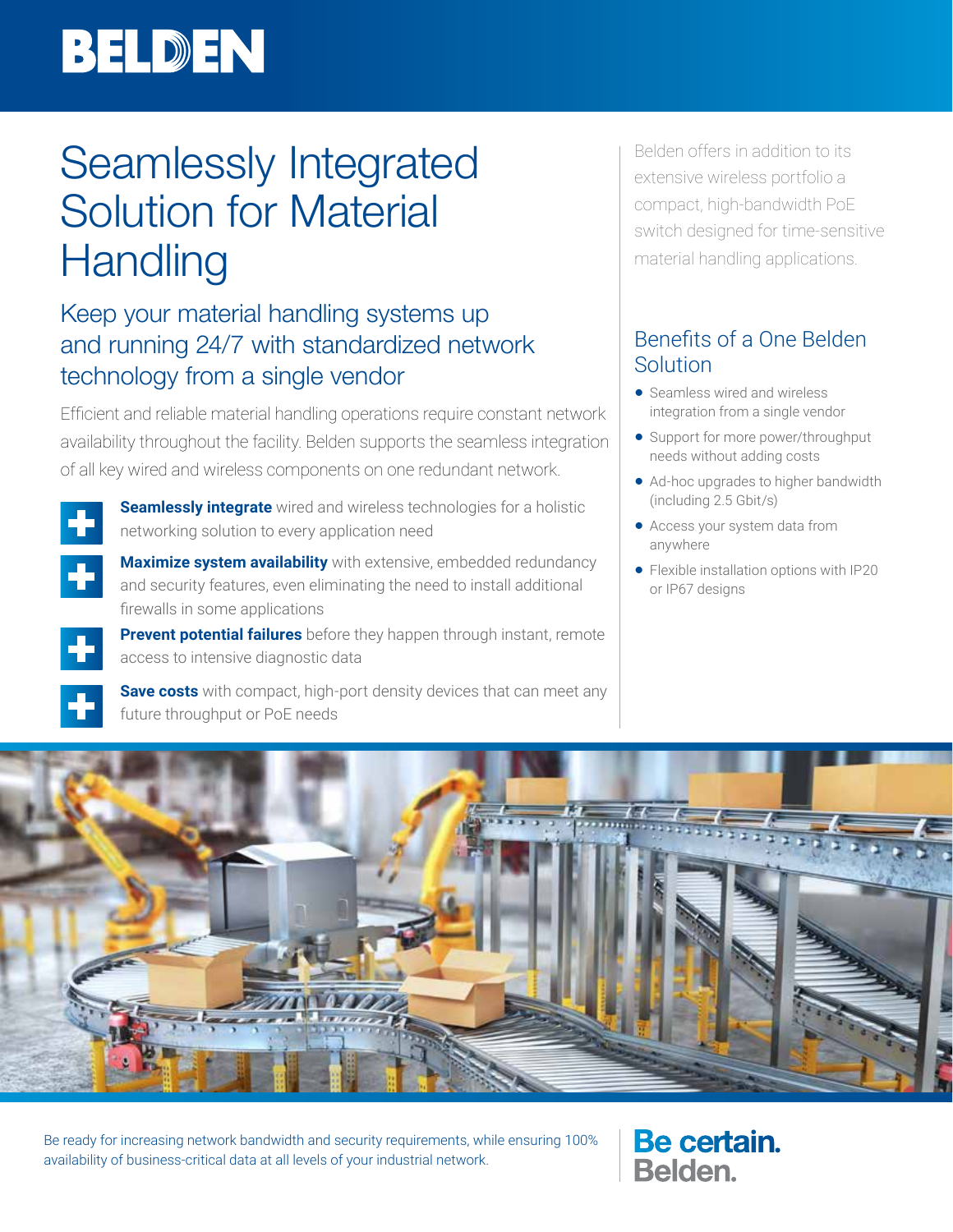BELDEN

# Seamlessly Integrated Solution for Material Handling

## Keep your material handling systems up and running 24/7 with standardized network technology from a single vendor

Efficient and reliable material handling operations require constant network availability throughout the facility. Belden supports the seamless integration of all key wired and wireless components on one redundant network.

- **Seamlessly integrate** wired and wireless technologies for a holistic networking solution to every application need
- **Maximize system availability** with extensive, embedded redundancy and security features, even eliminating the need to install additional firewalls in some applications
- **Prevent potential failures** before they happen through instant, remote access to intensive diagnostic data
- **Save costs** with compact, high-port density devices that can meet any future throughput or PoE needs

Belden offers in addition to its extensive wireless portfolio a compact, high-bandwidth PoE switch designed for time-sensitive material handling applications.

### Benefits of a One Belden Solution

- Seamless wired and wireless integration from a single vendor
- Support for more power/throughput needs without adding costs
- Ad-hoc upgrades to higher bandwidth (including 2.5 Gbit/s)
- Access your system data from anywhere
- Flexible installation options with IP20 or IP67 designs

Be ready for increasing network bandwidth and security requirements, while ensuring 100% availability of business-critical data at all levels of your industrial network.

**Be certain. Belden.**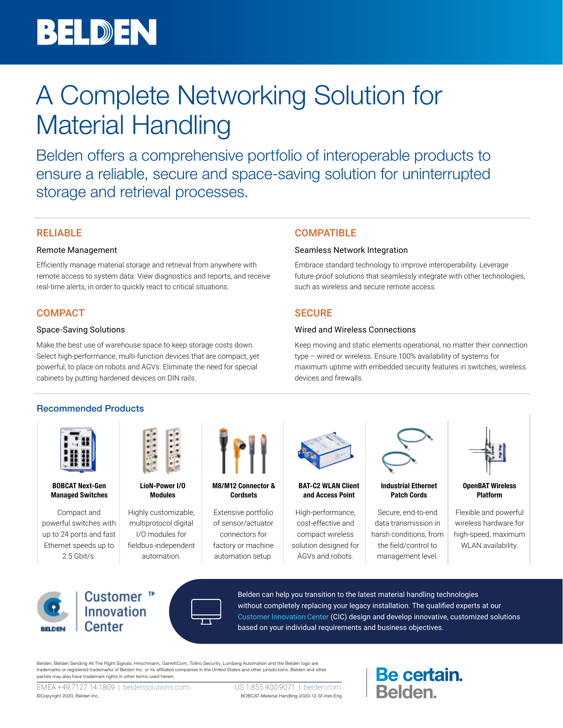# A Complete Networking Solution for Material Handling

Belden offers a comprehensive portfolio of interoperable products to ensure a reliable, secure and space-saving solution for uninterrupted storage and retrieval processes.

## RELIABLE

### Remote Management

Efficiently manage material storage and retrieval from anywhere with remote access to system data. View diagnostics and reports, and receive real-time alerts, in order to quickly react to critical situations.

## COMPACT

### Space-Saving Solutions

Make the best use of warehouse space to keep storage costs down. Select high-performance, multi-function devices that are compact, yet powerful, to place on robots and AGVs. Eliminate the need for special cabinets by putting hardened devices on DIN rails.

## COMPATIBLE

### Seamless Network Integration

Embrace standard technology to improve interoperability. Leverage future-proof solutions that seamlessly integrate with other technologies, such as wireless and secure remote access.

## SECURE

### Wired and Wireless Connections

Keep moving and static elements operational, no matter their connection type – wired or wireless. Ensure 100% availability of systems for maximum uptime with embedded security features in switches, wireless devices and firewalls.

## Recommended Products

**BOBCAT Next-Gen Managed Switches**

Compact and powerful switches with up to 24 ports and fast Ethernet speeds up to 2.5 Gbit/s.

**LioN-Power I/O Modules**

Highly customizable, multiprotocol digital I/O modules for fieldbus-independent automation.

**M8/M12 Connector & Cordsets**

Extensive portfolio of sensor/actuator connectors for factory or machine automation setup.

**BAT-C2 WLAN Client and Access Point**

High-performance, cost-effective and compact wireless solution designed for AGVs and robots.

**Industrial Ethernet Patch Cords**

Secure, end-to-end data transmission in harsh conditions, from the field/control to management level.

**OpenBAT Wireless Platform**

Flexible and powerful wireless hardware for high-speed, maximum WLAN availability.

Customer Innovation Center™

Belden can help you transition to the latest material handling technologies without completely replacing your legacy installation. The qualified experts at our Customer Innovation Center (CIC) design and develop innovative, customized solutions based on your individual requirements and business objectives.

Belden, Belden Sending All The Right Signals, Hirschmann, GarrettCom, Tofino Security, Lumberg Automation and the Belden logo are trademarks or registered trademarks of Belden Inc. or its affiliated companies in the United States and other jurisdictions. Belden and other parties may also have trademark rights in other terms used herein.

EMEA +49.7127.14.1809 | beldensolutions.com

US 1.855.400.9071 | belden.com

©Copyright 2020, Belden Inc.

BOBCAT-Material Handling-2020-12-Sf-Inet-Eng

Be certain. Belden.